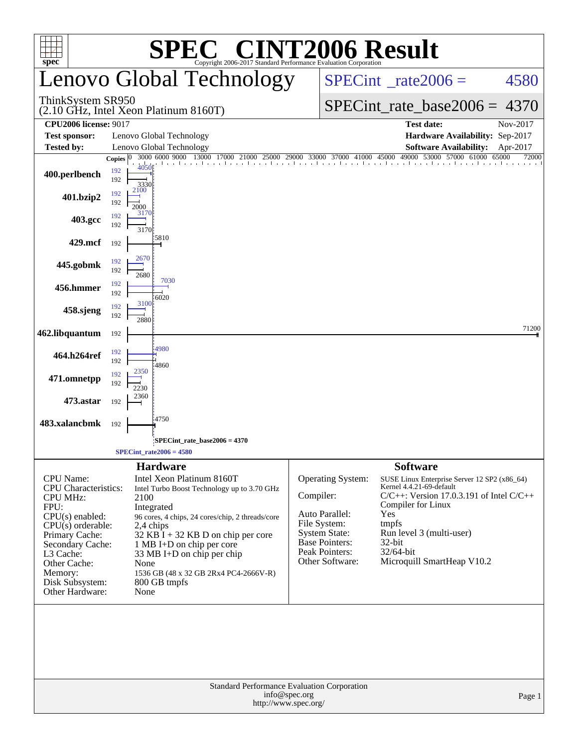# SPEC® CINT2006 Result

Copyright 2006-2017 Standard Performance Evaluation Corporation

## Lenovo Global Technology

ThinkSystem SR950
(2.10 GHz, Intel Xeon Platinum 8160T)

SPECint_rate2006 = 4580

SPECint_rate_base2006 = 4370

| | | | |
|---|---|---|---|
| **CPU2006 license:** 9017 | | **Test date:** | Nov-2017 |
| **Test sponsor:** | Lenovo Global Technology | **Hardware Availability:** | Sep-2017 |
| **Tested by:** | Lenovo Global Technology | **Software Availability:** | Apr-2017 |

| Benchmark | Copies | Peak | Base |
|---|---|---|---|
| 400.perlbench | 192 / 192 | 4050 | 3330 |
| 401.bzip2 | 192 / 192 | 2100 | 2000 |
| 403.gcc | 192 / 192 | 3170 | 3170 |
| 429.mcf | 192 | | 5810 |
| 445.gobmk | 192 / 192 | 2670 | 2680 |
| 456.hmmer | 192 / 192 | 7030 | 6020 |
| 458.sjeng | 192 / 192 | 3100 | 2880 |
| 462.libquantum | 192 | | 71200 |
| 464.h264ref | 192 / 192 | 4980 | 4860 |
| 471.omnetpp | 192 / 192 | 2350 | 2230 |
| 473.astar | 192 | | 2360 |
| 483.xalancbmk | 192 | | 4750 |

SPECint_rate_base2006 = 4370

SPECint_rate2006 = 4580

### Hardware

| | |
|---|---|
| CPU Name: | Intel Xeon Platinum 8160T |
| CPU Characteristics: | Intel Turbo Boost Technology up to 3.70 GHz |
| CPU MHz: | 2100 |
| FPU: | Integrated |
| CPU(s) enabled: | 96 cores, 4 chips, 24 cores/chip, 2 threads/core |
| CPU(s) orderable: | 2,4 chips |
| Primary Cache: | 32 KB I + 32 KB D on chip per core |
| Secondary Cache: | 1 MB I+D on chip per core |
| L3 Cache: | 33 MB I+D on chip per chip |
| Other Cache: | None |
| Memory: | 1536 GB (48 x 32 GB 2Rx4 PC4-2666V-R) |
| Disk Subsystem: | 800 GB tmpfs |
| Other Hardware: | None |

### Software

| | |
|---|---|
| Operating System: | SUSE Linux Enterprise Server 12 SP2 (x86_64) Kernel 4.4.21-69-default |
| Compiler: | C/C++: Version 17.0.3.191 of Intel C/C++ Compiler for Linux |
| Auto Parallel: | Yes |
| File System: | tmpfs |
| System State: | Run level 3 (multi-user) |
| Base Pointers: | 32-bit |
| Peak Pointers: | 32/64-bit |
| Other Software: | Microquill SmartHeap V10.2 |

Standard Performance Evaluation Corporation
info@spec.org
http://www.spec.org/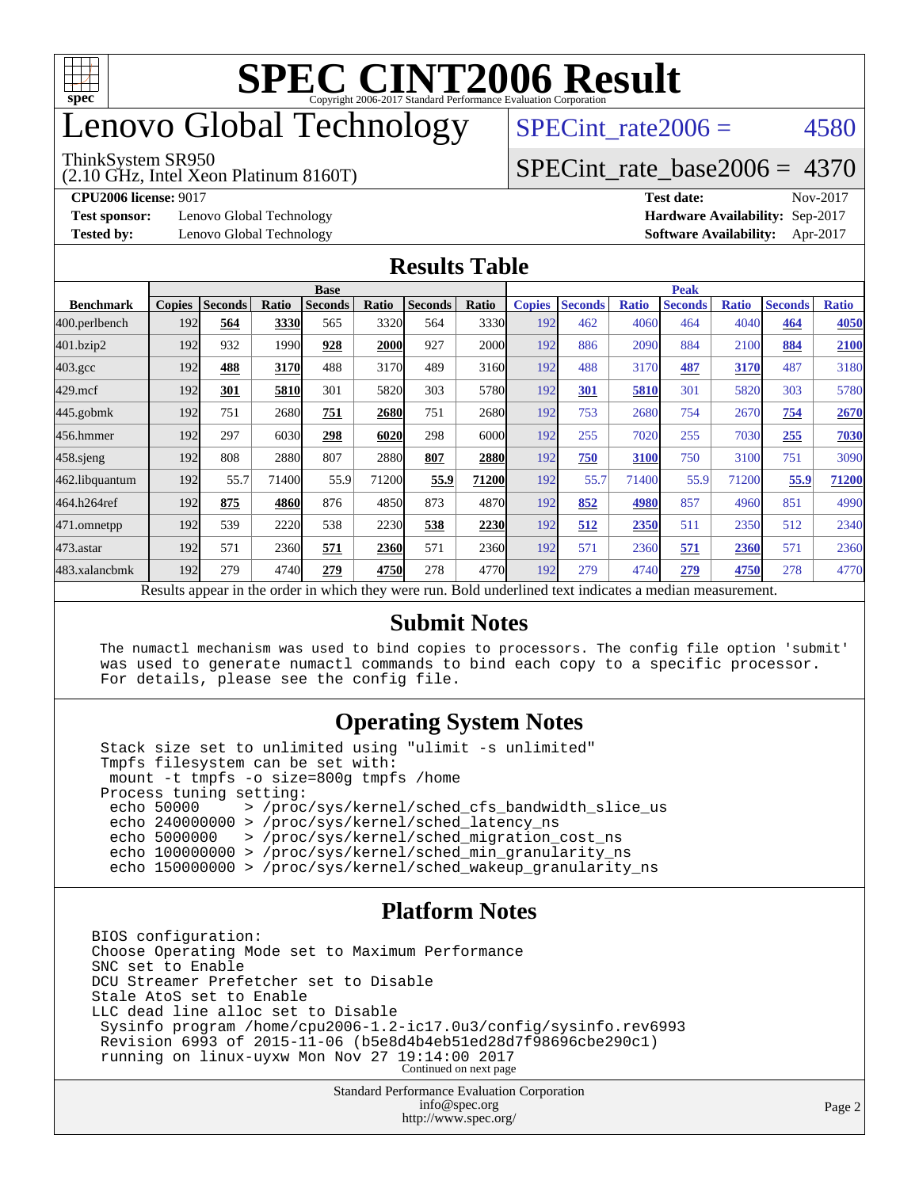# SPEC CINT2006 Result

Copyright 2006-2017 Standard Performance Evaluation Corporation

# Lenovo Global Technology

ThinkSystem SR950
(2.10 GHz, Intel Xeon Platinum 8160T)

SPECint_rate2006 = 4580

SPECint_rate_base2006 = 4370

**CPU2006 license:** 9017
**Test sponsor:** Lenovo Global Technology
**Tested by:** Lenovo Global Technology

**Test date:** Nov-2017
**Hardware Availability:** Sep-2017
**Software Availability:** Apr-2017

## Results Table

| | Base | | | | | | | Peak | | | | | | |
|---|---|---|---|---|---|---|---|---|---|---|---|---|---|---|
| **Benchmark** | **Copies** | **Seconds** | **Ratio** | **Seconds** | **Ratio** | **Seconds** | **Ratio** | **Copies** | **Seconds** | **Ratio** | **Seconds** | **Ratio** | **Seconds** | **Ratio** |
| 400.perlbench | 192 | **564** | **3330** | 565 | 3320 | 564 | 3330 | 192 | 462 | 4060 | 464 | 4040 | **464** | **4050** |
| 401.bzip2 | 192 | 932 | 1990 | **928** | **2000** | 927 | 2000 | 192 | 886 | 2090 | 884 | 2100 | **884** | **2100** |
| 403.gcc | 192 | **488** | **3170** | 488 | 3170 | 489 | 3160 | 192 | 488 | 3170 | **487** | **3170** | 487 | 3180 |
| 429.mcf | 192 | **301** | **5810** | 301 | 5820 | 303 | 5780 | 192 | **301** | **5810** | 301 | 5820 | 303 | 5780 |
| 445.gobmk | 192 | 751 | 2680 | **751** | **2680** | 751 | 2680 | 192 | 753 | 2680 | 754 | 2670 | **754** | **2670** |
| 456.hmmer | 192 | 297 | 6030 | **298** | **6020** | 298 | 6000 | 192 | 255 | 7020 | 255 | 7030 | **255** | **7030** |
| 458.sjeng | 192 | 808 | 2880 | 807 | 2880 | **807** | **2880** | 192 | **750** | **3100** | 750 | 3100 | 751 | 3090 |
| 462.libquantum | 192 | 55.7 | 71400 | 55.9 | 71200 | **55.9** | **71200** | 192 | 55.7 | 71400 | 55.9 | 71200 | **55.9** | **71200** |
| 464.h264ref | 192 | **875** | **4860** | 876 | 4850 | 873 | 4870 | 192 | **852** | **4980** | 857 | 4960 | 851 | 4990 |
| 471.omnetpp | 192 | 539 | 2220 | 538 | 2230 | **538** | **2230** | 192 | **512** | **2350** | 511 | 2350 | 512 | 2340 |
| 473.astar | 192 | 571 | 2360 | **571** | **2360** | 571 | 2360 | 192 | 571 | 2360 | **571** | **2360** | 571 | 2360 |
| 483.xalancbmk | 192 | 279 | 4740 | **279** | **4750** | 278 | 4770 | 192 | 279 | 4740 | **279** | **4750** | 278 | 4770 |

Results appear in the order in which they were run. Bold underlined text indicates a median measurement.

## Submit Notes

```
The numactl mechanism was used to bind copies to processors. The config file option 'submit'
was used to generate numactl commands to bind each copy to a specific processor.
For details, please see the config file.
```

## Operating System Notes

```
Stack size set to unlimited using "ulimit -s unlimited"
Tmpfs filesystem can be set with:
 mount -t tmpfs -o size=800g tmpfs /home
Process tuning setting:
 echo 50000     > /proc/sys/kernel/sched_cfs_bandwidth_slice_us
 echo 240000000 > /proc/sys/kernel/sched_latency_ns
 echo 5000000   > /proc/sys/kernel/sched_migration_cost_ns
 echo 100000000 > /proc/sys/kernel/sched_min_granularity_ns
 echo 150000000 > /proc/sys/kernel/sched_wakeup_granularity_ns
```

## Platform Notes

```
BIOS configuration:
Choose Operating Mode set to Maximum Performance
SNC set to Enable
DCU Streamer Prefetcher set to Disable
Stale AtoS set to Enable
LLC dead line alloc set to Disable
 Sysinfo program /home/cpu2006-1.2-ic17.0u3/config/sysinfo.rev6993
 Revision 6993 of 2015-11-06 (b5e8d4b4eb51ed28d7f98696cbe290c1)
 running on linux-uyxw Mon Nov 27 19:14:00 2017
```

Continued on next page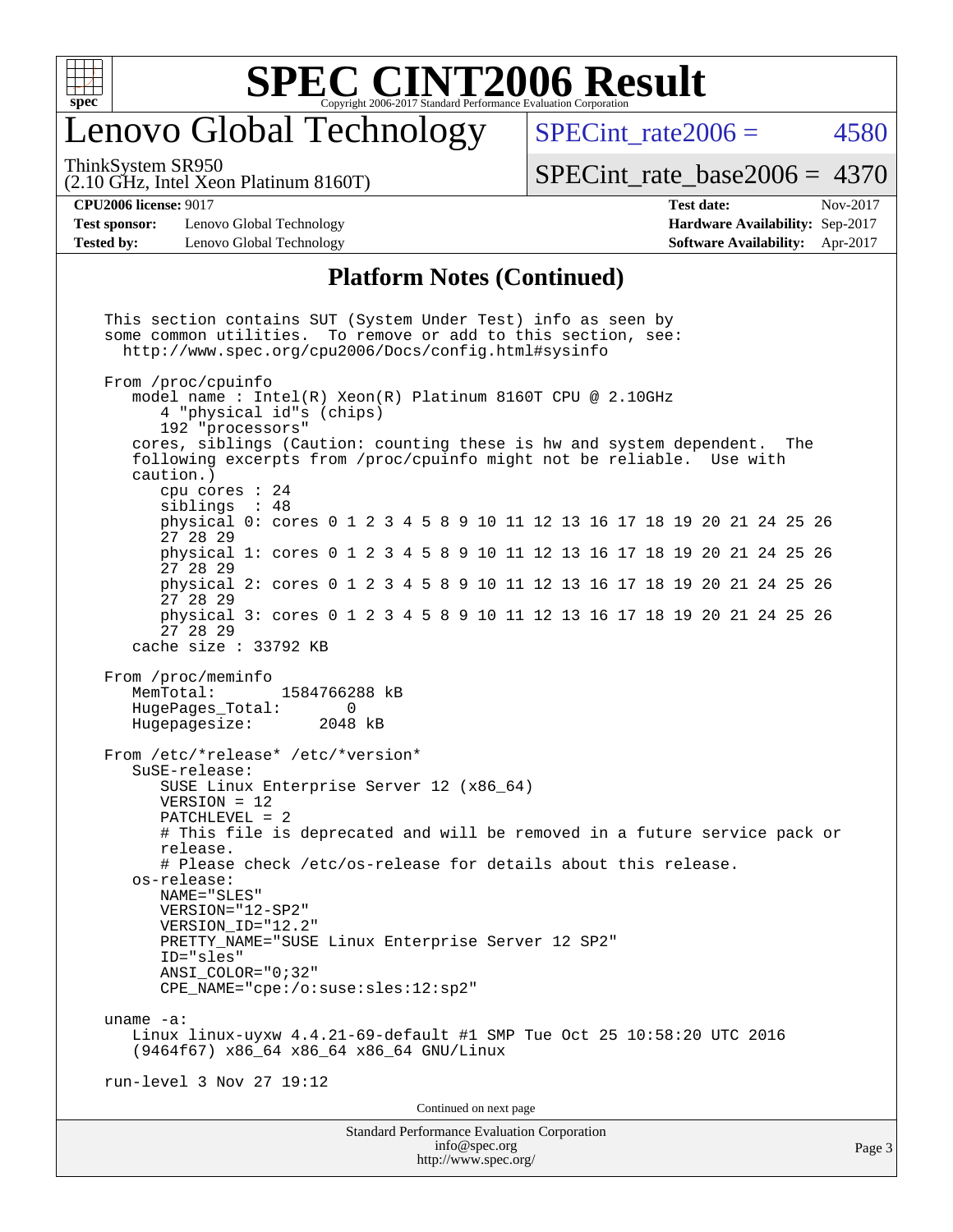# SPEC CINT2006 Result

## Lenovo Global Technology

ThinkSystem SR950
(2.10 GHz, Intel Xeon Platinum 8160T)

SPECint_rate2006 = 4580

SPECint_rate_base2006 = 4370

**CPU2006 license:** 9017
**Test sponsor:** Lenovo Global Technology
**Tested by:** Lenovo Global Technology

**Test date:** Nov-2017
**Hardware Availability:** Sep-2017
**Software Availability:** Apr-2017

### Platform Notes (Continued)

```
This section contains SUT (System Under Test) info as seen by
some common utilities.  To remove or add to this section, see:
  http://www.spec.org/cpu2006/Docs/config.html#sysinfo

From /proc/cpuinfo
   model name : Intel(R) Xeon(R) Platinum 8160T CPU @ 2.10GHz
      4 "physical id"s (chips)
      192 "processors"
   cores, siblings (Caution: counting these is hw and system dependent.  The
   following excerpts from /proc/cpuinfo might not be reliable.  Use with
   caution.)
      cpu cores : 24
      siblings  : 48
      physical 0: cores 0 1 2 3 4 5 8 9 10 11 12 13 16 17 18 19 20 21 24 25 26
      27 28 29
      physical 1: cores 0 1 2 3 4 5 8 9 10 11 12 13 16 17 18 19 20 21 24 25 26
      27 28 29
      physical 2: cores 0 1 2 3 4 5 8 9 10 11 12 13 16 17 18 19 20 21 24 25 26
      27 28 29
      physical 3: cores 0 1 2 3 4 5 8 9 10 11 12 13 16 17 18 19 20 21 24 25 26
      27 28 29
   cache size : 33792 KB

From /proc/meminfo
   MemTotal:       1584766288 kB
   HugePages_Total:       0
   Hugepagesize:       2048 kB

From /etc/*release* /etc/*version*
   SuSE-release:
      SUSE Linux Enterprise Server 12 (x86_64)
      VERSION = 12
      PATCHLEVEL = 2
      # This file is deprecated and will be removed in a future service pack or
      release.
      # Please check /etc/os-release for details about this release.
   os-release:
      NAME="SLES"
      VERSION="12-SP2"
      VERSION_ID="12.2"
      PRETTY_NAME="SUSE Linux Enterprise Server 12 SP2"
      ID="sles"
      ANSI_COLOR="0;32"
      CPE_NAME="cpe:/o:suse:sles:12:sp2"

uname -a:
   Linux linux-uyxw 4.4.21-69-default #1 SMP Tue Oct 25 10:58:20 UTC 2016
   (9464f67) x86_64 x86_64 x86_64 GNU/Linux

run-level 3 Nov 27 19:12
```

Continued on next page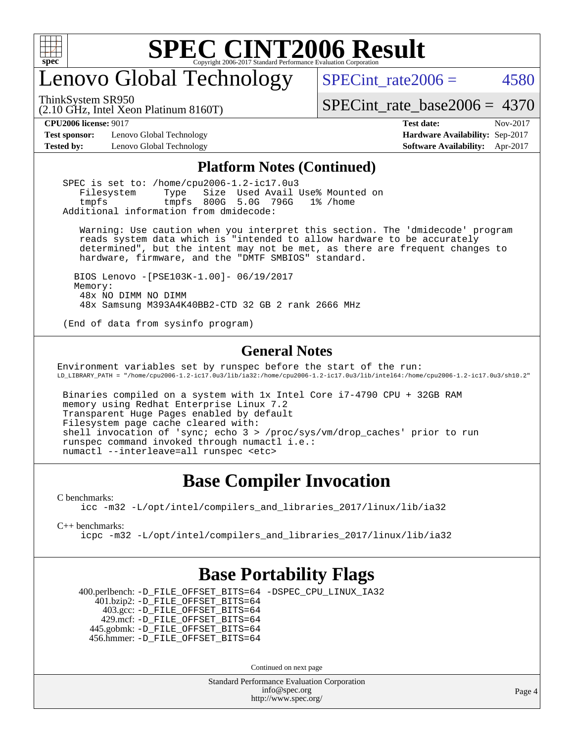# SPEC CINT2006 Result

Copyright 2006-2017 Standard Performance Evaluation Corporation

## Lenovo Global Technology

ThinkSystem SR950
(2.10 GHz, Intel Xeon Platinum 8160T)

SPECint_rate2006 = 4580

SPECint_rate_base2006 = 4370

| | | | |
|---|---|---|---|
| **CPU2006 license:** 9017 | | **Test date:** | Nov-2017 |
| **Test sponsor:** | Lenovo Global Technology | **Hardware Availability:** | Sep-2017 |
| **Tested by:** | Lenovo Global Technology | **Software Availability:** | Apr-2017 |

## Platform Notes (Continued)

```
 SPEC is set to: /home/cpu2006-1.2-ic17.0u3
    Filesystem     Type   Size  Used Avail Use% Mounted on
    tmpfs          tmpfs  800G  5.0G  796G   1% /home
 Additional information from dmidecode:

    Warning: Use caution when you interpret this section. The 'dmidecode' program
    reads system data which is "intended to allow hardware to be accurately
    determined", but the intent may not be met, as there are frequent changes to
    hardware, firmware, and the "DMTF SMBIOS" standard.

   BIOS Lenovo -[PSE103K-1.00]- 06/19/2017
   Memory:
    48x NO DIMM NO DIMM
    48x Samsung M393A4K40BB2-CTD 32 GB 2 rank 2666 MHz

 (End of data from sysinfo program)
```

## General Notes

```
Environment variables set by runspec before the start of the run:
LD_LIBRARY_PATH = "/home/cpu2006-1.2-ic17.0u3/lib/ia32:/home/cpu2006-1.2-ic17.0u3/lib/intel64:/home/cpu2006-1.2-ic17.0u3/sh10.2"

 Binaries compiled on a system with 1x Intel Core i7-4790 CPU + 32GB RAM
 memory using Redhat Enterprise Linux 7.2
 Transparent Huge Pages enabled by default
 Filesystem page cache cleared with:
 shell invocation of 'sync; echo 3 > /proc/sys/vm/drop_caches' prior to run
 runspec command invoked through numactl i.e.:
 numactl --interleave=all runspec <etc>
```

## Base Compiler Invocation

C benchmarks:
```
icc -m32 -L/opt/intel/compilers_and_libraries_2017/linux/lib/ia32
```

C++ benchmarks:
```
icpc -m32 -L/opt/intel/compilers_and_libraries_2017/linux/lib/ia32
```

## Base Portability Flags

400.perlbench: -D_FILE_OFFSET_BITS=64 -DSPEC_CPU_LINUX_IA32
401.bzip2: -D_FILE_OFFSET_BITS=64
403.gcc: -D_FILE_OFFSET_BITS=64
429.mcf: -D_FILE_OFFSET_BITS=64
445.gobmk: -D_FILE_OFFSET_BITS=64
456.hmmer: -D_FILE_OFFSET_BITS=64

Continued on next page

Standard Performance Evaluation Corporation
info@spec.org
http://www.spec.org/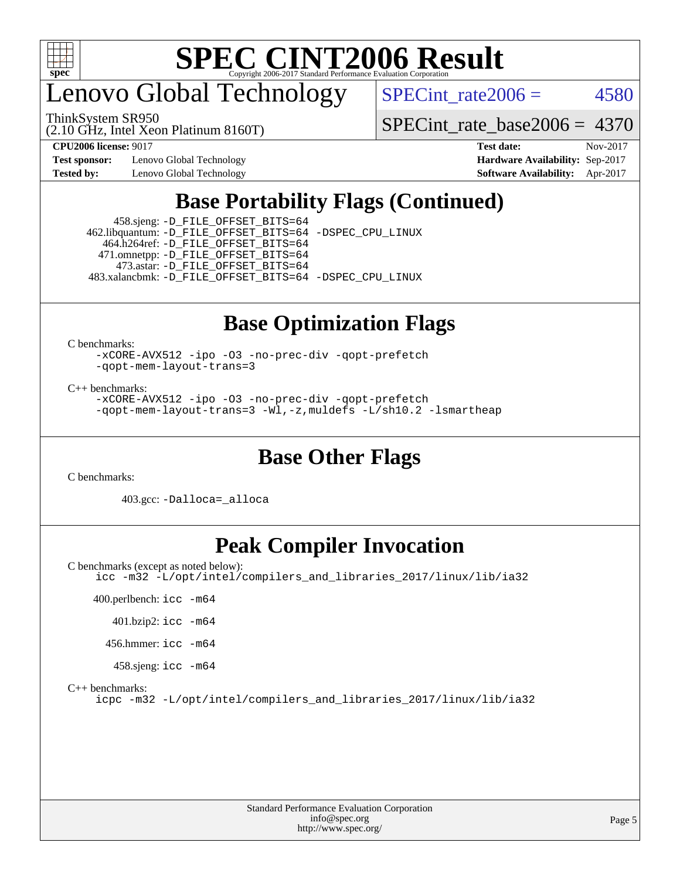# Lenovo Global Technology

ThinkSystem SR950
(2.10 GHz, Intel Xeon Platinum 8160T)

SPECint_rate2006 = 4580

SPECint_rate_base2006 = 4370

**CPU2006 license:** 9017
**Test sponsor:** Lenovo Global Technology
**Tested by:** Lenovo Global Technology

**Test date:** Nov-2017
**Hardware Availability:** Sep-2017
**Software Availability:** Apr-2017

## Base Portability Flags (Continued)

458.sjeng: -D_FILE_OFFSET_BITS=64
462.libquantum: -D_FILE_OFFSET_BITS=64 -DSPEC_CPU_LINUX
464.h264ref: -D_FILE_OFFSET_BITS=64
471.omnetpp: -D_FILE_OFFSET_BITS=64
473.astar: -D_FILE_OFFSET_BITS=64
483.xalancbmk: -D_FILE_OFFSET_BITS=64 -DSPEC_CPU_LINUX

## Base Optimization Flags

C benchmarks:
-xCORE-AVX512 -ipo -O3 -no-prec-div -qopt-prefetch
-qopt-mem-layout-trans=3

C++ benchmarks:
-xCORE-AVX512 -ipo -O3 -no-prec-div -qopt-prefetch
-qopt-mem-layout-trans=3 -Wl,-z,muldefs -L/sh10.2 -lsmartheap

## Base Other Flags

C benchmarks:

403.gcc: -Dalloca=_alloca

## Peak Compiler Invocation

C benchmarks (except as noted below):
icc -m32 -L/opt/intel/compilers_and_libraries_2017/linux/lib/ia32

400.perlbench: icc -m64

401.bzip2: icc -m64

456.hmmer: icc -m64

458.sjeng: icc -m64

C++ benchmarks:
icpc -m32 -L/opt/intel/compilers_and_libraries_2017/linux/lib/ia32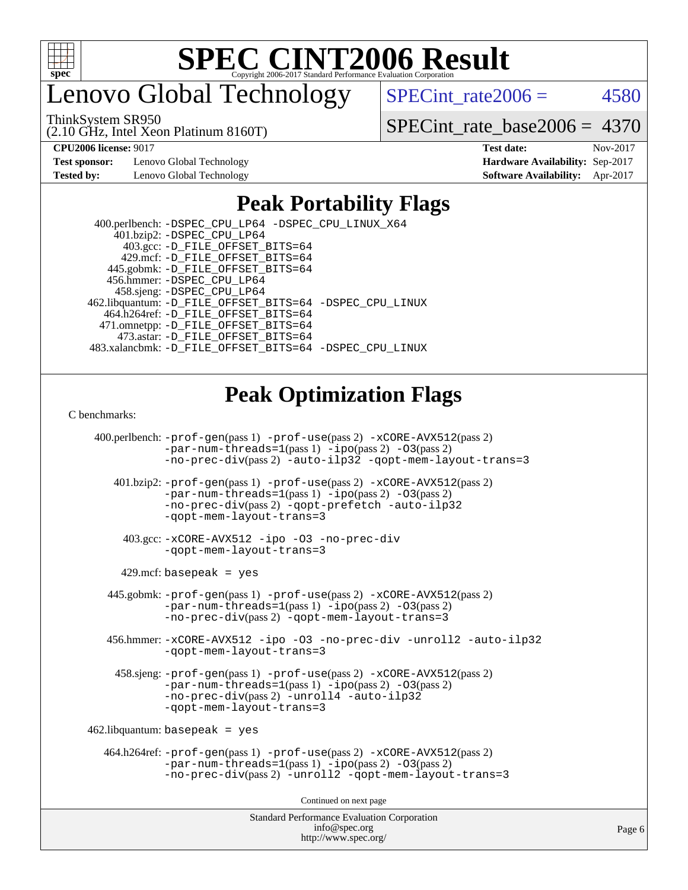# SPEC CINT2006 Result

## Lenovo Global Technology

ThinkSystem SR950
(2.10 GHz, Intel Xeon Platinum 8160T)

SPECint_rate2006 = 4580

SPECint_rate_base2006 = 4370

| | | | |
|---|---|---|---|
| **CPU2006 license:** 9017 | | **Test date:** | Nov-2017 |
| **Test sponsor:** | Lenovo Global Technology | **Hardware Availability:** | Sep-2017 |
| **Tested by:** | Lenovo Global Technology | **Software Availability:** | Apr-2017 |

## Peak Portability Flags

400.perlbench: -DSPEC_CPU_LP64 -DSPEC_CPU_LINUX_X64
401.bzip2: -DSPEC_CPU_LP64
403.gcc: -D_FILE_OFFSET_BITS=64
429.mcf: -D_FILE_OFFSET_BITS=64
445.gobmk: -D_FILE_OFFSET_BITS=64
456.hmmer: -DSPEC_CPU_LP64
458.sjeng: -DSPEC_CPU_LP64
462.libquantum: -D_FILE_OFFSET_BITS=64 -DSPEC_CPU_LINUX
464.h264ref: -D_FILE_OFFSET_BITS=64
471.omnetpp: -D_FILE_OFFSET_BITS=64
473.astar: -D_FILE_OFFSET_BITS=64
483.xalancbmk: -D_FILE_OFFSET_BITS=64 -DSPEC_CPU_LINUX

## Peak Optimization Flags

C benchmarks:

400.perlbench: -prof-gen(pass 1) -prof-use(pass 2) -xCORE-AVX512(pass 2) -par-num-threads=1(pass 1) -ipo(pass 2) -O3(pass 2) -no-prec-div(pass 2) -auto-ilp32 -qopt-mem-layout-trans=3

401.bzip2: -prof-gen(pass 1) -prof-use(pass 2) -xCORE-AVX512(pass 2) -par-num-threads=1(pass 1) -ipo(pass 2) -O3(pass 2) -no-prec-div(pass 2) -qopt-prefetch -auto-ilp32 -qopt-mem-layout-trans=3

403.gcc: -xCORE-AVX512 -ipo -O3 -no-prec-div -qopt-mem-layout-trans=3

429.mcf: basepeak = yes

445.gobmk: -prof-gen(pass 1) -prof-use(pass 2) -xCORE-AVX512(pass 2) -par-num-threads=1(pass 1) -ipo(pass 2) -O3(pass 2) -no-prec-div(pass 2) -qopt-mem-layout-trans=3

456.hmmer: -xCORE-AVX512 -ipo -O3 -no-prec-div -unroll2 -auto-ilp32 -qopt-mem-layout-trans=3

458.sjeng: -prof-gen(pass 1) -prof-use(pass 2) -xCORE-AVX512(pass 2) -par-num-threads=1(pass 1) -ipo(pass 2) -O3(pass 2) -no-prec-div(pass 2) -unroll4 -auto-ilp32 -qopt-mem-layout-trans=3

462.libquantum: basepeak = yes

464.h264ref: -prof-gen(pass 1) -prof-use(pass 2) -xCORE-AVX512(pass 2) -par-num-threads=1(pass 1) -ipo(pass 2) -O3(pass 2) -no-prec-div(pass 2) -unroll2 -qopt-mem-layout-trans=3

Continued on next page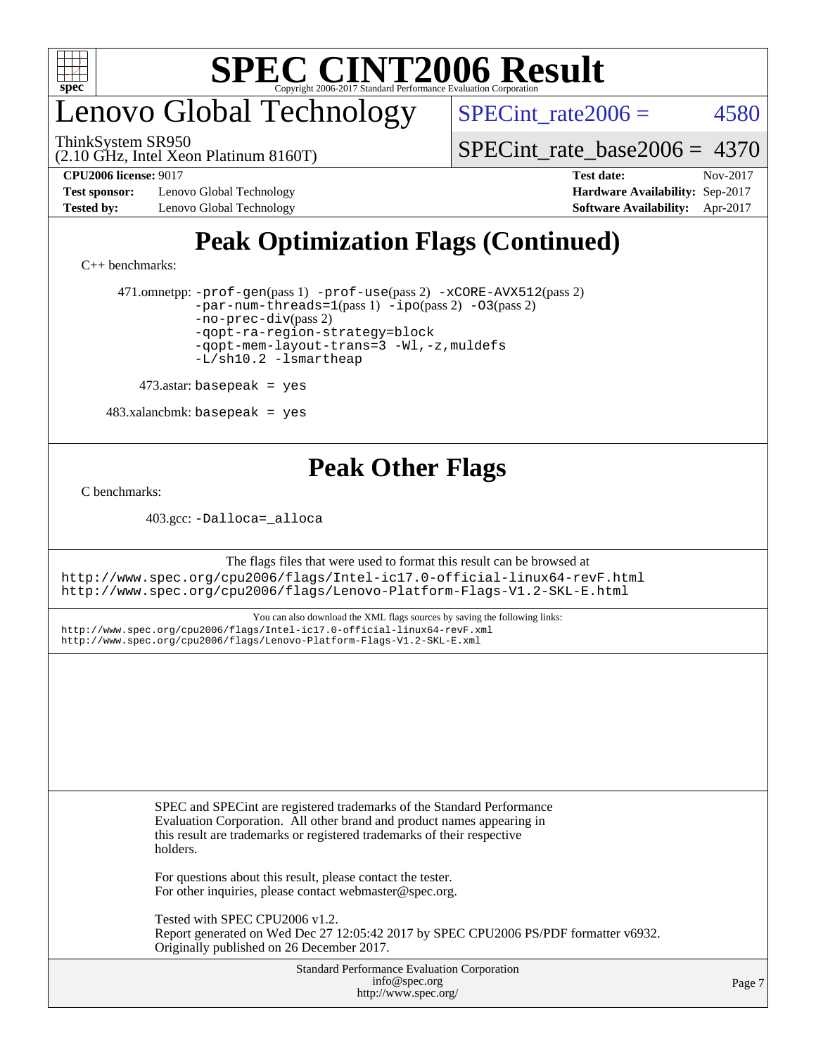# Peak Optimization Flags (Continued)

C++ benchmarks:

471.omnetpp: -prof-gen(pass 1) -prof-use(pass 2) -xCORE-AVX512(pass 2) -par-num-threads=1(pass 1) -ipo(pass 2) -O3(pass 2) -no-prec-div(pass 2) -qopt-ra-region-strategy=block -qopt-mem-layout-trans=3 -Wl,-z,muldefs -L/sh10.2 -lsmartheap

473.astar: basepeak = yes

483.xalancbmk: basepeak = yes

# Peak Other Flags

C benchmarks:

403.gcc: -Dalloca=_alloca

The flags files that were used to format this result can be browsed at
http://www.spec.org/cpu2006/flags/Intel-ic17.0-official-linux64-revF.html
http://www.spec.org/cpu2006/flags/Lenovo-Platform-Flags-V1.2-SKL-E.html

You can also download the XML flags sources by saving the following links:
http://www.spec.org/cpu2006/flags/Intel-ic17.0-official-linux64-revF.xml
http://www.spec.org/cpu2006/flags/Lenovo-Platform-Flags-V1.2-SKL-E.xml

SPEC and SPECint are registered trademarks of the Standard Performance Evaluation Corporation. All other brand and product names appearing in this result are trademarks or registered trademarks of their respective holders.

For questions about this result, please contact the tester.
For other inquiries, please contact webmaster@spec.org.

Tested with SPEC CPU2006 v1.2.
Report generated on Wed Dec 27 12:05:42 2017 by SPEC CPU2006 PS/PDF formatter v6932.
Originally published on 26 December 2017.